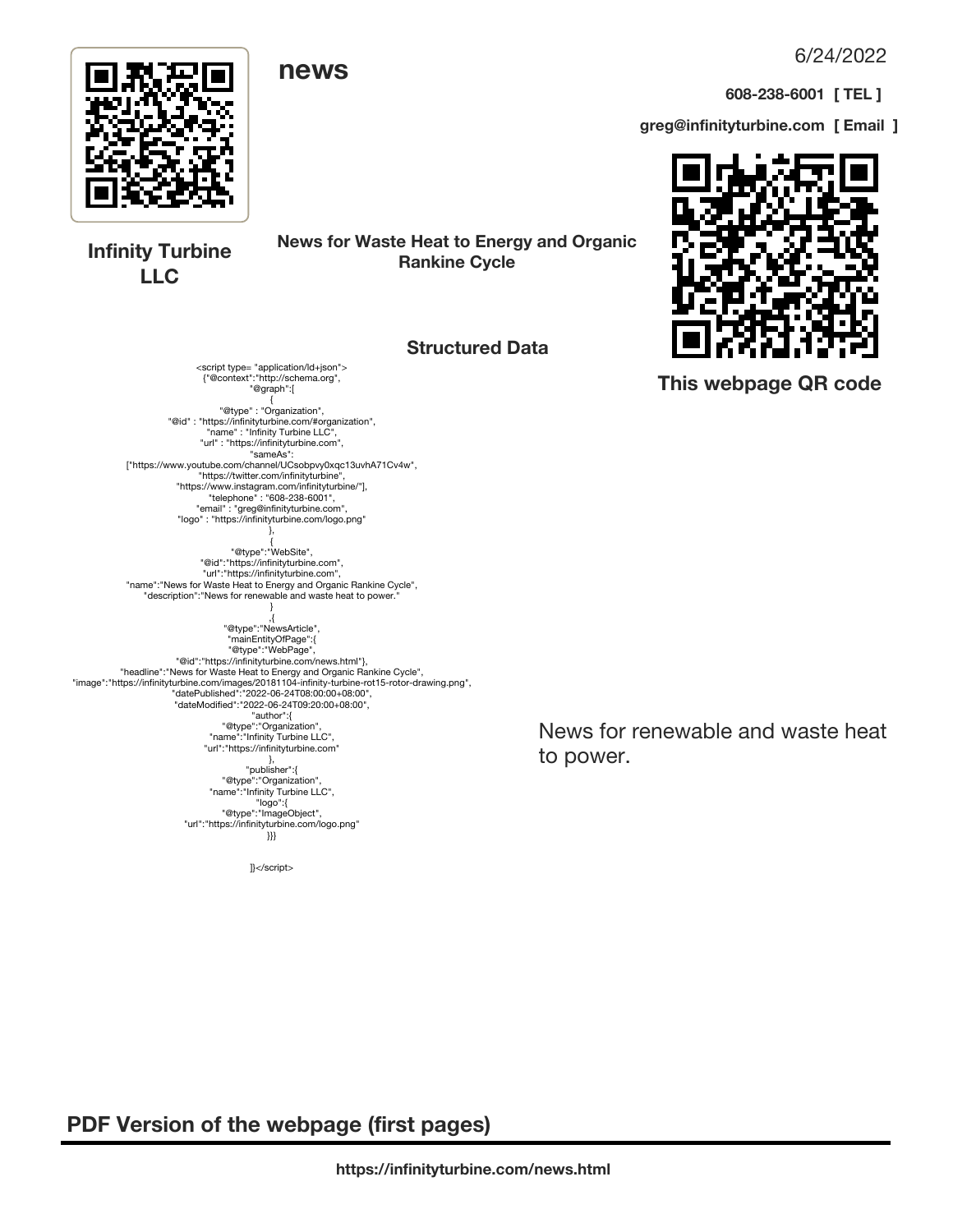# news

6/24/2022

**608-238-6001 [ TEL ]**

**greg@infinityturbine.com [ Email ]**

**Infinity Turbine LLC**

**News for Waste Heat to Energy and Organic Rankine Cycle**

**This webpage QR code**

## Structured Data

```
<script type= "application/ld+json">
{"@context":"http://schema.org",
"@graph":[
{
"@type" : "Organization",
"@id" : "https://infinityturbine.com/#organization",
"name" : "Infinity Turbine LLC",
"url" : "https://infinityturbine.com",
"sameAs":
["https://www.youtube.com/channel/UCsobpvy0xqc13uvhA71Cv4w",
"https://twitter.com/infinityturbine",
"https://www.instagram.com/infinityturbine/"],
"telephone" : "608-238-6001",
"email" : "greg@infinityturbine.com",
"logo" : "https://infinityturbine.com/logo.png"
},
{
"@type":"WebSite",
"@id":"https://infinityturbine.com",
"url":"https://infinityturbine.com",
"name":"News for Waste Heat to Energy and Organic Rankine Cycle",
"description":"News for renewable and waste heat to power."
}
,{
"@type":"NewsArticle",
"mainEntityOfPage":{
"@type":"WebPage",
"@id":"https://infinityturbine.com/news.html"},
"headline":"News for Waste Heat to Energy and Organic Rankine Cycle",
"image":"https://infinityturbine.com/images/20181104-infinity-turbine-rot15-rotor-drawing.png",
"datePublished":"2022-06-24T08:00:00+08:00",
"dateModified":"2022-06-24T09:20:00+08:00",
"author":{
"@type":"Organization",
"name":"Infinity Turbine LLC",
"url":"https://infinityturbine.com"
},
"publisher":{
"@type":"Organization",
"name":"Infinity Turbine LLC",
"logo":{
"@type":"ImageObject",
"url":"https://infinityturbine.com/logo.png"
}}}

]}</script>
```

News for renewable and waste heat to power.

## PDF Version of the webpage (first pages)

**https://infinityturbine.com/news.html**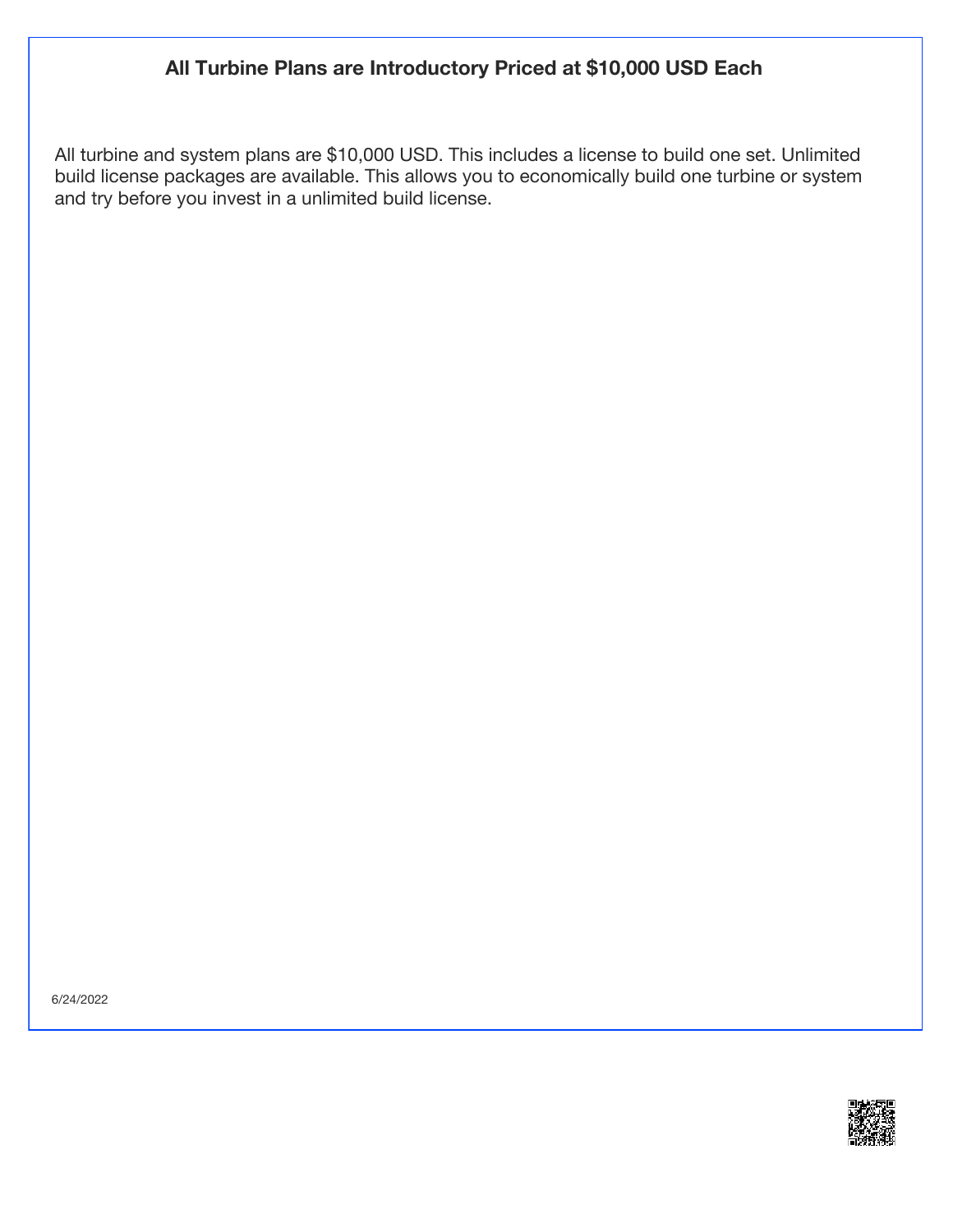## All Turbine Plans are Introductory Priced at $10,000 USD Each

All turbine and system plans are $10,000 USD. This includes a license to build one set. Unlimited build license packages are available. This allows you to economically build one turbine or system and try before you invest in a unlimited build license.

6/24/2022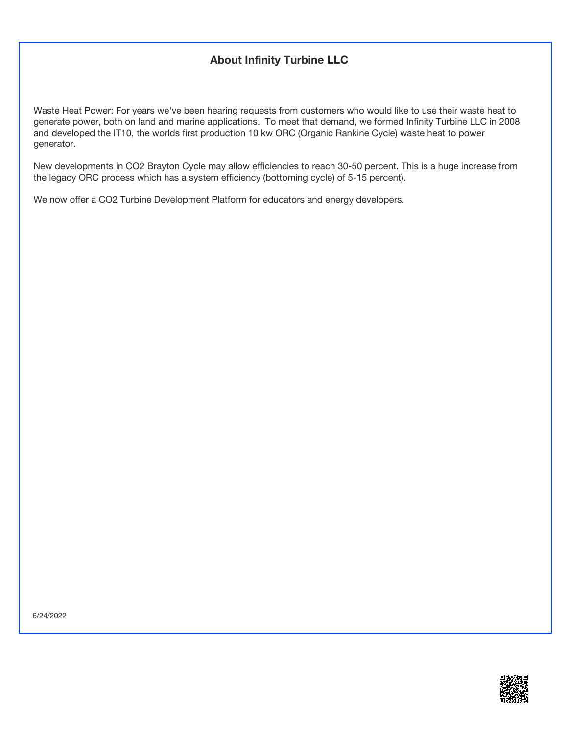## About Infinity Turbine LLC

Waste Heat Power: For years we've been hearing requests from customers who would like to use their waste heat to generate power, both on land and marine applications.  To meet that demand, we formed Infinity Turbine LLC in 2008 and developed the IT10, the worlds first production 10 kw ORC (Organic Rankine Cycle) waste heat to power generator.

New developments in $CO_2$ Brayton Cycle may allow efficiencies to reach 30-50 percent. This is a huge increase from the legacy ORC process which has a system efficiency (bottoming cycle) of 5-15 percent).

We now offer a $CO_2$ Turbine Development Platform for educators and energy developers.

6/24/2022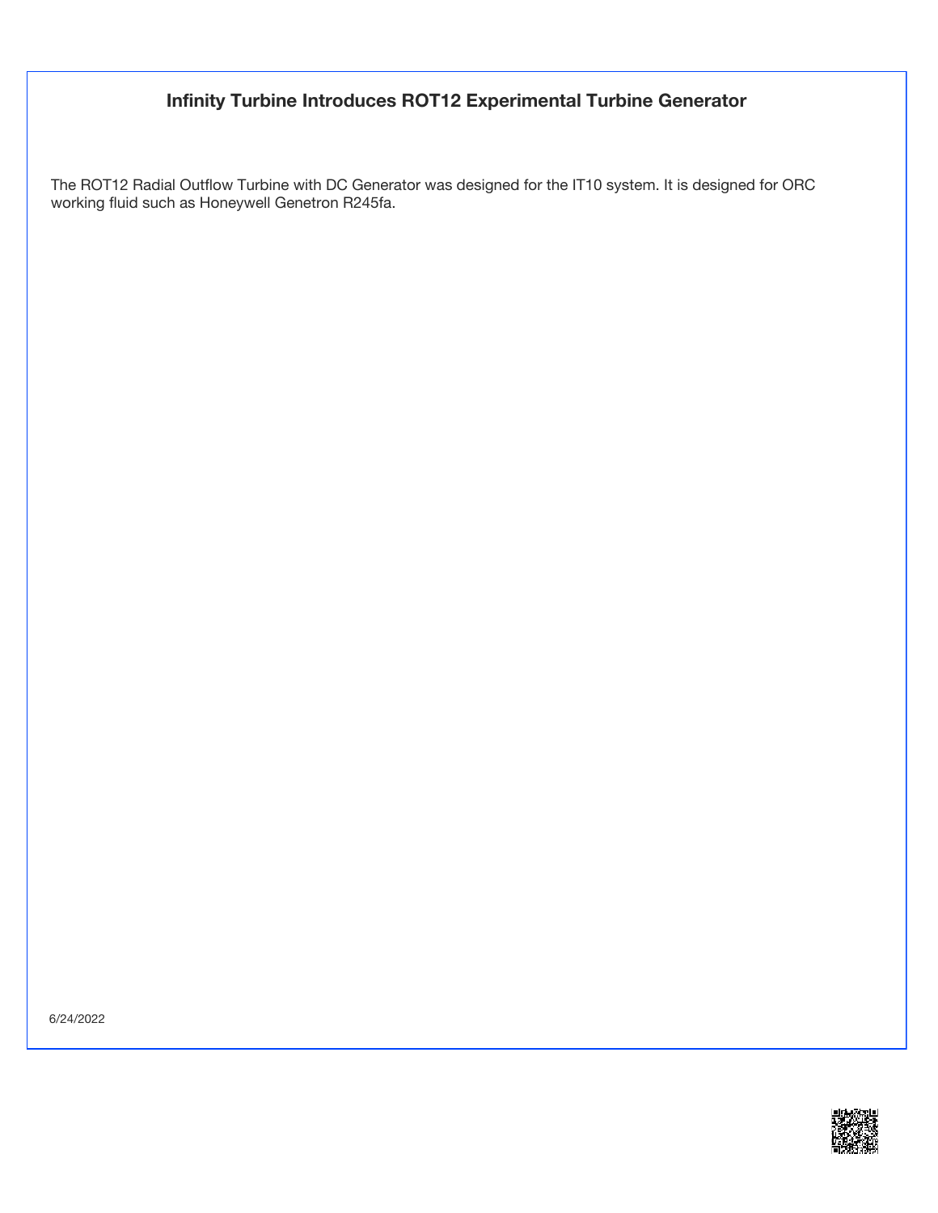# Infinity Turbine Introduces ROT12 Experimental Turbine Generator

The ROT12 Radial Outflow Turbine with DC Generator was designed for the IT10 system. It is designed for ORC working fluid such as Honeywell Genetron R245fa.

6/24/2022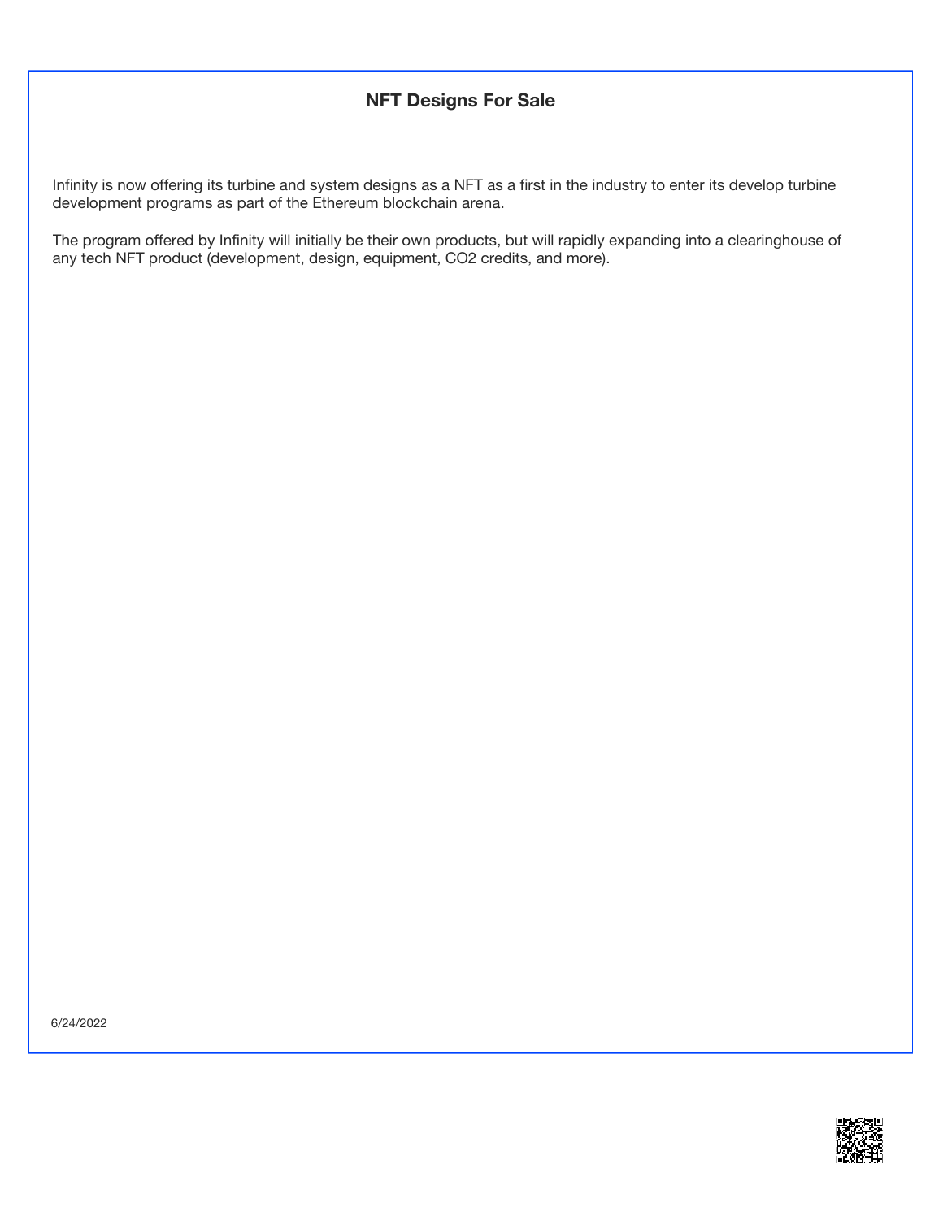## NFT Designs For Sale

Infinity is now offering its turbine and system designs as a NFT as a first in the industry to enter its develop turbine development programs as part of the Ethereum blockchain arena.

The program offered by Infinity will initially be their own products, but will rapidly expanding into a clearinghouse of any tech NFT product (development, design, equipment, $CO_2$ credits, and more).

6/24/2022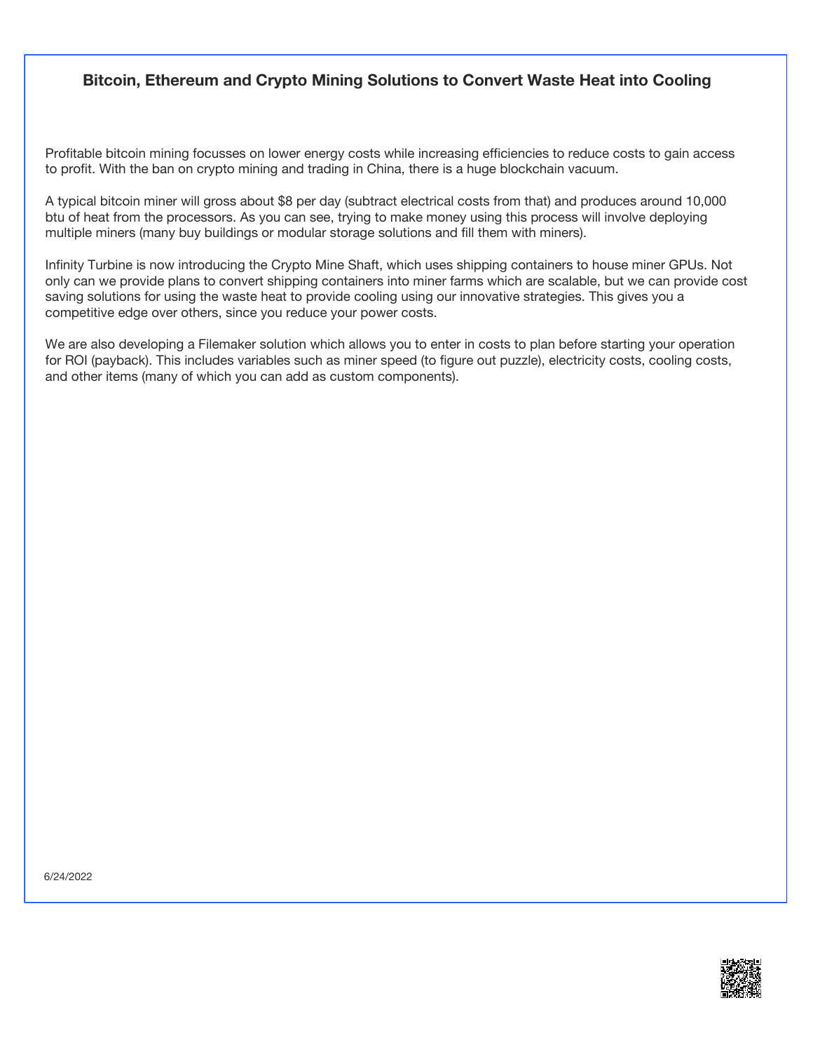## Bitcoin, Ethereum and Crypto Mining Solutions to Convert Waste Heat into Cooling

Profitable bitcoin mining focusses on lower energy costs while increasing efficiencies to reduce costs to gain access to profit. With the ban on crypto mining and trading in China, there is a huge blockchain vacuum.

A typical bitcoin miner will gross about $8 per day (subtract electrical costs from that) and produces around 10,000 btu of heat from the processors. As you can see, trying to make money using this process will involve deploying multiple miners (many buy buildings or modular storage solutions and fill them with miners).

Infinity Turbine is now introducing the Crypto Mine Shaft, which uses shipping containers to house miner GPUs. Not only can we provide plans to convert shipping containers into miner farms which are scalable, but we can provide cost saving solutions for using the waste heat to provide cooling using our innovative strategies. This gives you a competitive edge over others, since you reduce your power costs.

We are also developing a Filemaker solution which allows you to enter in costs to plan before starting your operation for ROI (payback). This includes variables such as miner speed (to figure out puzzle), electricity costs, cooling costs, and other items (many of which you can add as custom components).

6/24/2022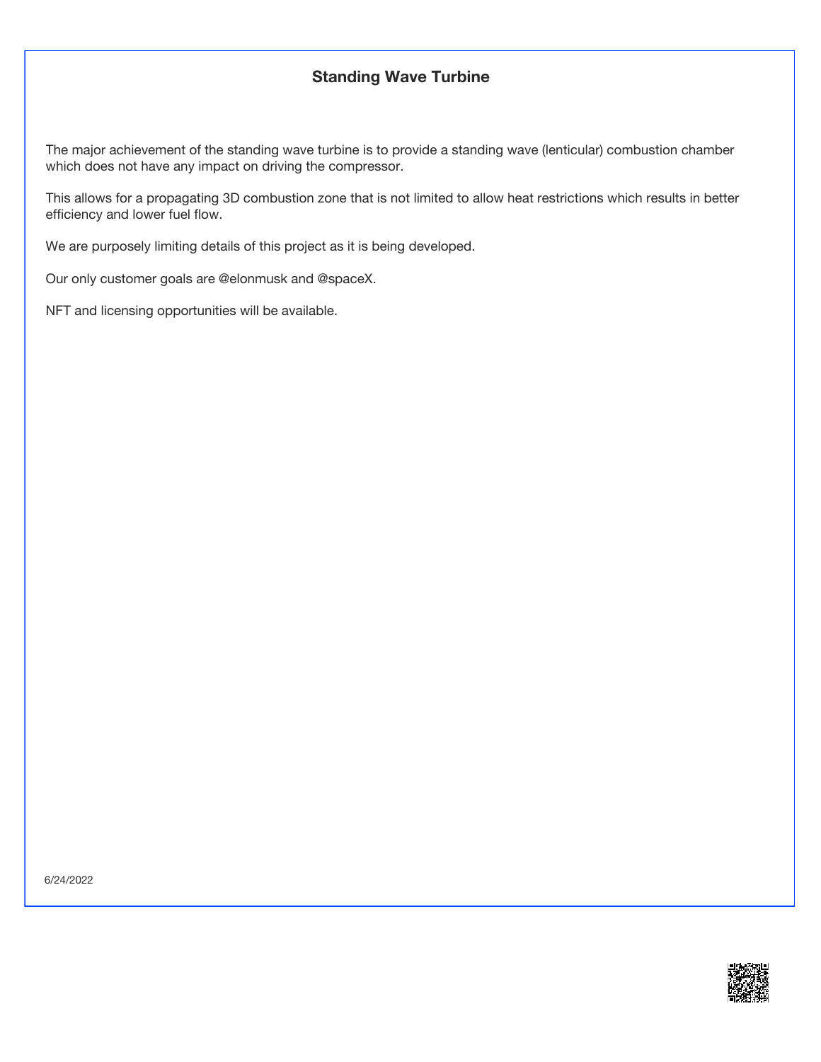# Standing Wave Turbine

The major achievement of the standing wave turbine is to provide a standing wave (lenticular) combustion chamber which does not have any impact on driving the compressor.

This allows for a propagating 3D combustion zone that is not limited to allow heat restrictions which results in better efficiency and lower fuel flow.

We are purposely limiting details of this project as it is being developed.

Our only customer goals are @elonmusk and @spaceX.

NFT and licensing opportunities will be available.

6/24/2022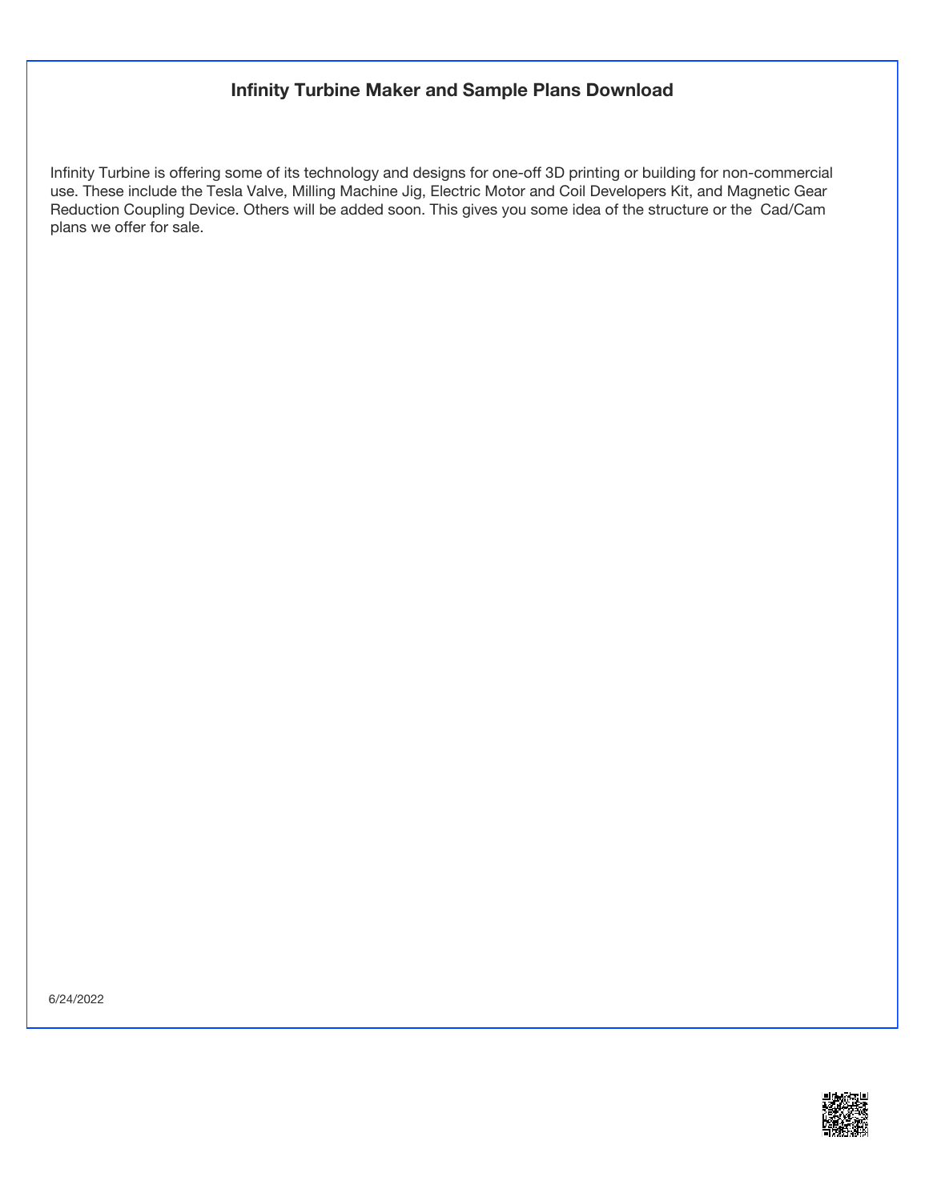## Infinity Turbine Maker and Sample Plans Download

Infinity Turbine is offering some of its technology and designs for one-off 3D printing or building for non-commercial use. These include the Tesla Valve, Milling Machine Jig, Electric Motor and Coil Developers Kit, and Magnetic Gear Reduction Coupling Device. Others will be added soon. This gives you some idea of the structure or the Cad/Cam plans we offer for sale.

6/24/2022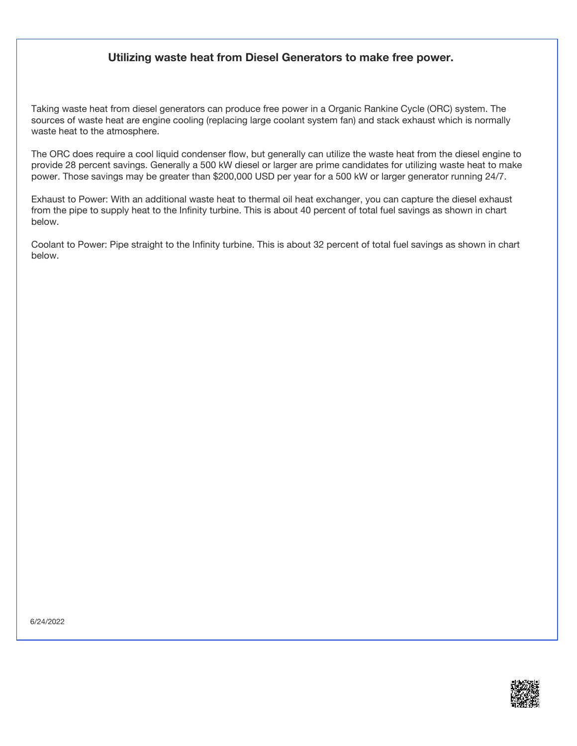## Utilizing waste heat from Diesel Generators to make free power.

Taking waste heat from diesel generators can produce free power in a Organic Rankine Cycle (ORC) system. The sources of waste heat are engine cooling (replacing large coolant system fan) and stack exhaust which is normally waste heat to the atmosphere.

The ORC does require a cool liquid condenser flow, but generally can utilize the waste heat from the diesel engine to provide 28 percent savings. Generally a 500 kW diesel or larger are prime candidates for utilizing waste heat to make power. Those savings may be greater than $200,000 USD per year for a 500 kW or larger generator running 24/7.

Exhaust to Power: With an additional waste heat to thermal oil heat exchanger, you can capture the diesel exhaust from the pipe to supply heat to the Infinity turbine. This is about 40 percent of total fuel savings as shown in chart below.

Coolant to Power: Pipe straight to the Infinity turbine. This is about 32 percent of total fuel savings as shown in chart below.

6/24/2022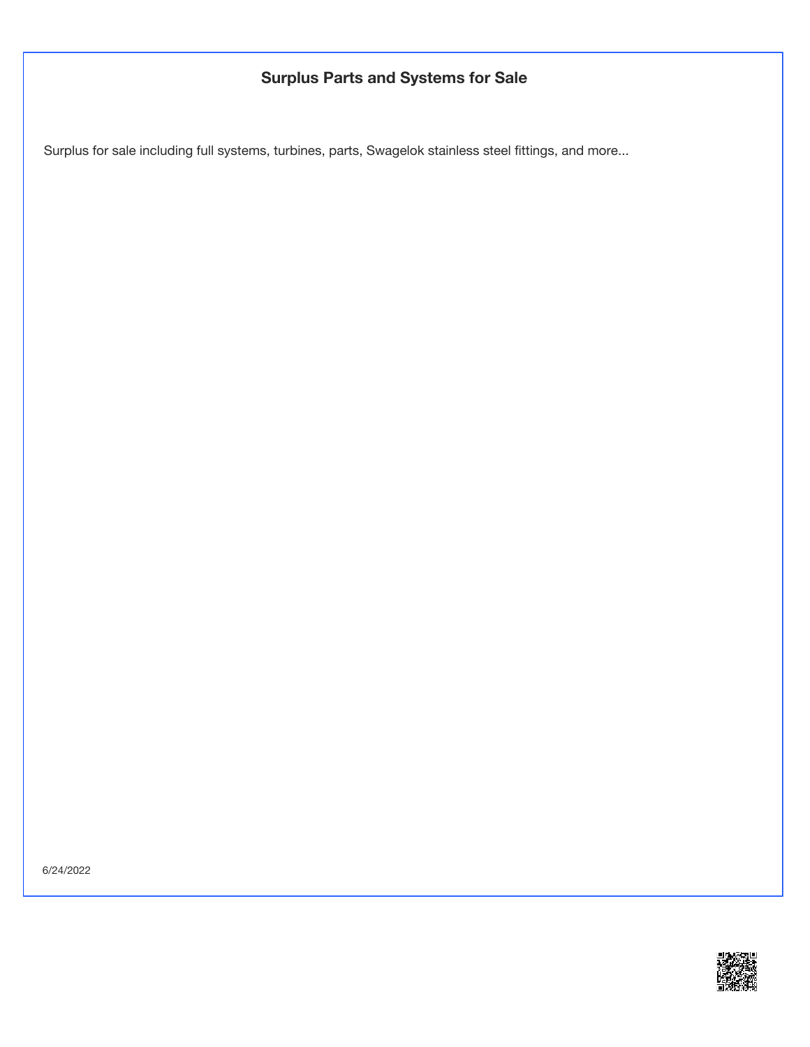## Surplus Parts and Systems for Sale

Surplus for sale including full systems, turbines, parts, Swagelok stainless steel fittings, and more...

6/24/2022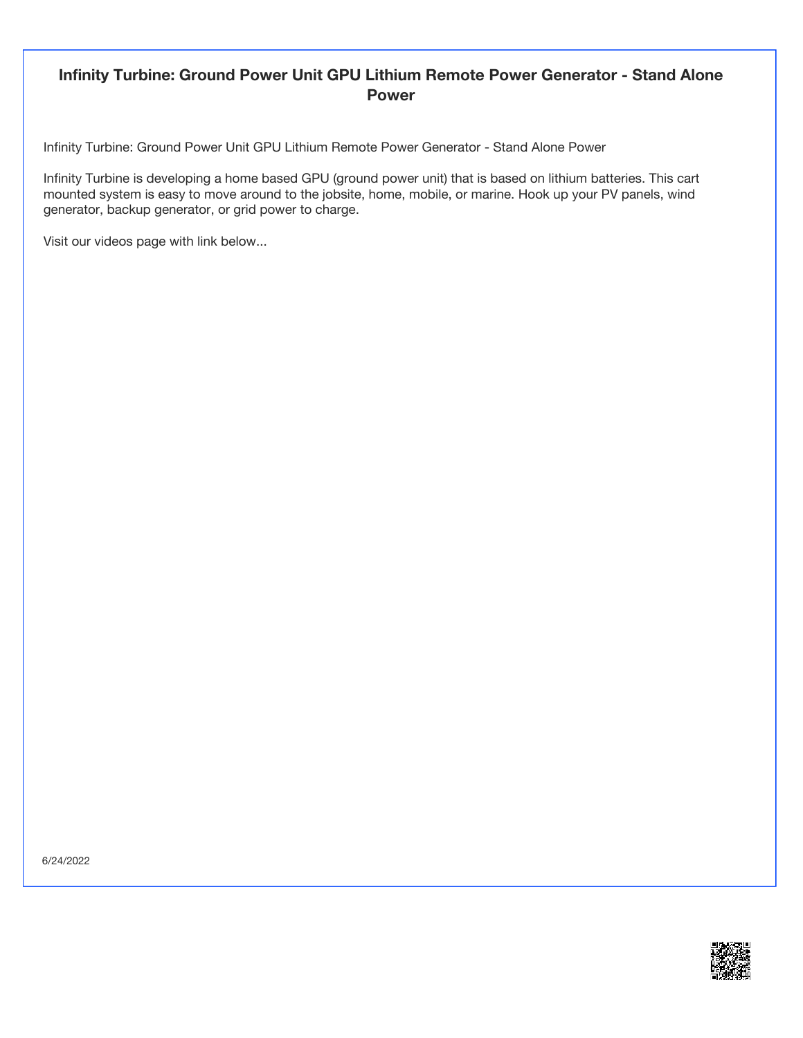## Infinity Turbine: Ground Power Unit GPU Lithium Remote Power Generator - Stand Alone Power

Infinity Turbine: Ground Power Unit GPU Lithium Remote Power Generator - Stand Alone Power

Infinity Turbine is developing a home based GPU (ground power unit) that is based on lithium batteries. This cart mounted system is easy to move around to the jobsite, home, mobile, or marine. Hook up your PV panels, wind generator, backup generator, or grid power to charge.

Visit our videos page with link below...

6/24/2022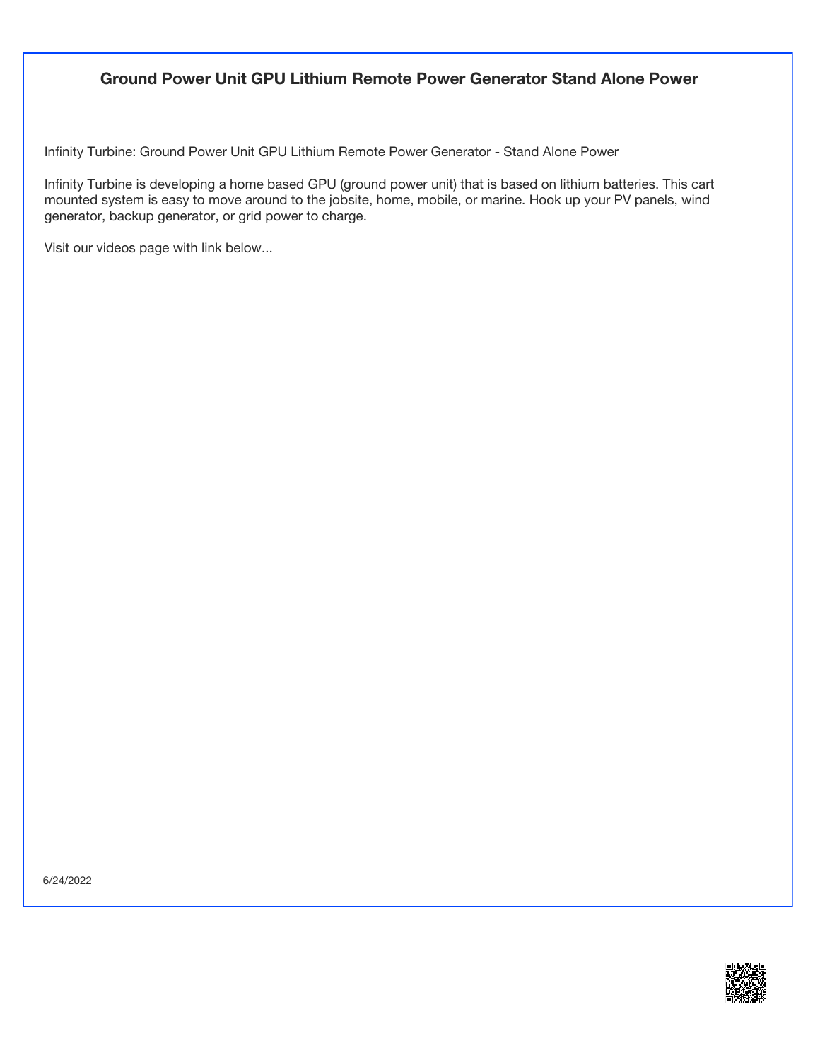## Ground Power Unit GPU Lithium Remote Power Generator Stand Alone Power

Infinity Turbine: Ground Power Unit GPU Lithium Remote Power Generator - Stand Alone Power

Infinity Turbine is developing a home based GPU (ground power unit) that is based on lithium batteries. This cart mounted system is easy to move around to the jobsite, home, mobile, or marine. Hook up your PV panels, wind generator, backup generator, or grid power to charge.

Visit our videos page with link below...

6/24/2022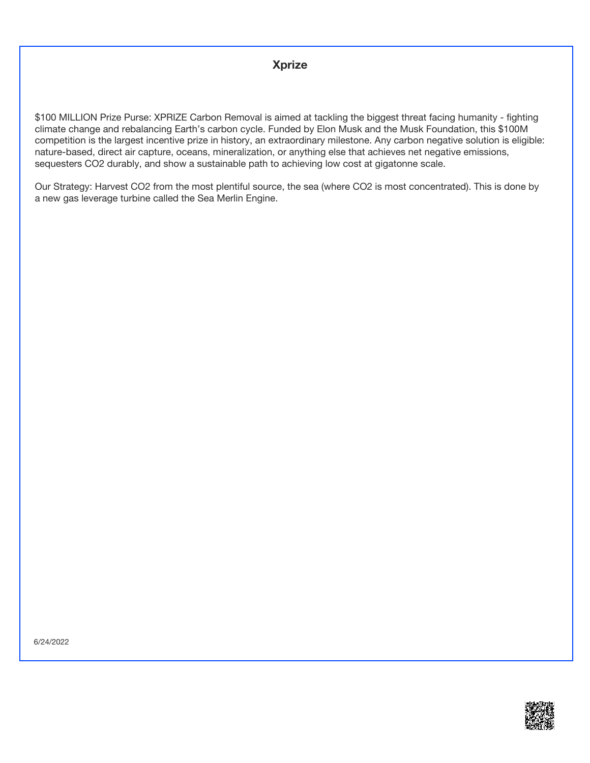# Xprize

$100 MILLION Prize Purse: XPRIZE Carbon Removal is aimed at tackling the biggest threat facing humanity - fighting climate change and rebalancing Earth's carbon cycle. Funded by Elon Musk and the Musk Foundation, this $100M competition is the largest incentive prize in history, an extraordinary milestone. Any carbon negative solution is eligible: nature-based, direct air capture, oceans, mineralization, or anything else that achieves net negative emissions, sequesters $CO_2$ durably, and show a sustainable path to achieving low cost at gigatonne scale.

Our Strategy: Harvest $CO_2$ from the most plentiful source, the sea (where $CO_2$ is most concentrated). This is done by a new gas leverage turbine called the Sea Merlin Engine.

6/24/2022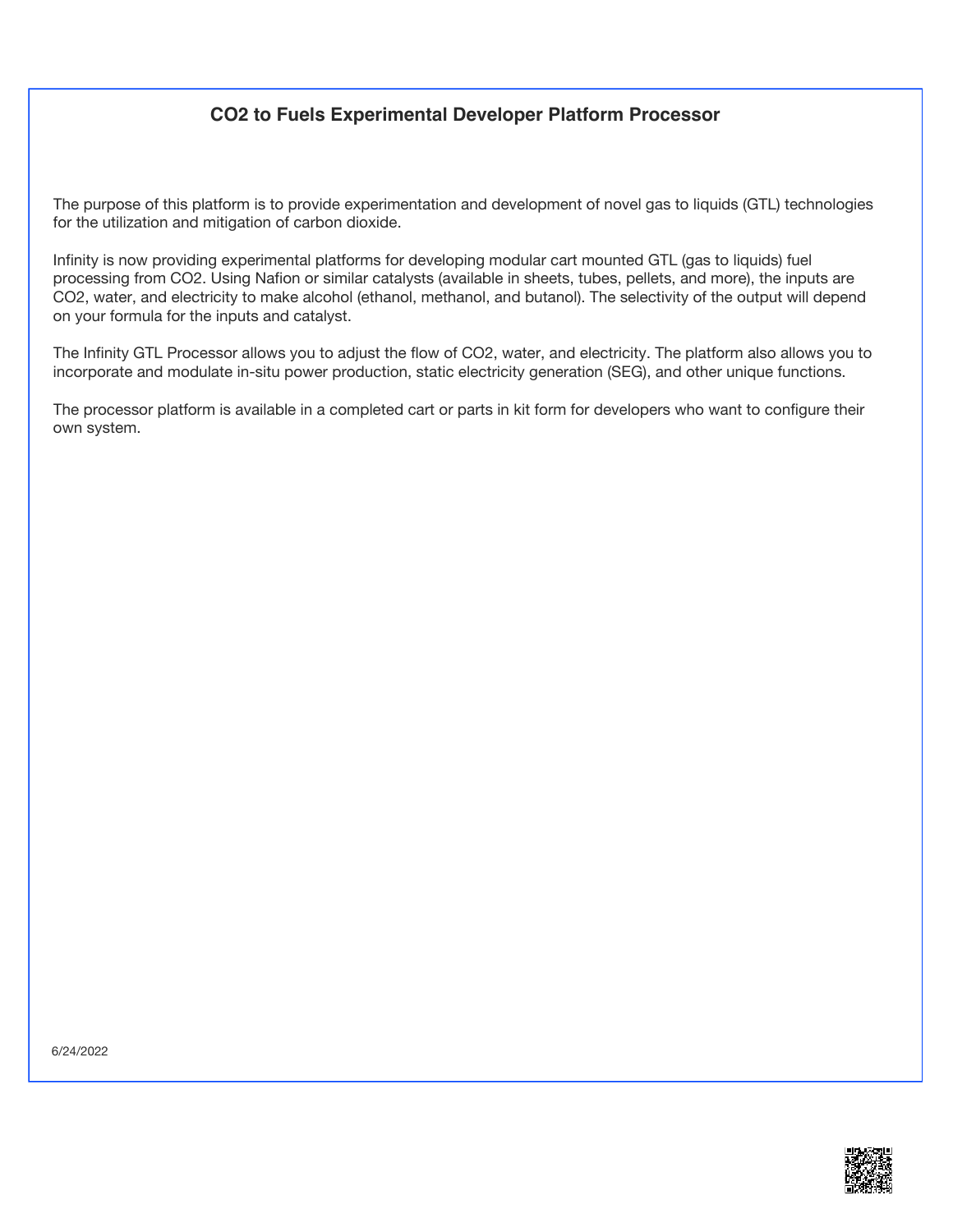# CO2 to Fuels Experimental Developer Platform Processor

The purpose of this platform is to provide experimentation and development of novel gas to liquids (GTL) technologies for the utilization and mitigation of carbon dioxide.

Infinity is now providing experimental platforms for developing modular cart mounted GTL (gas to liquids) fuel processing from $CO_2$. Using Nafion or similar catalysts (available in sheets, tubes, pellets, and more), the inputs are $CO_2$, water, and electricity to make alcohol (ethanol, methanol, and butanol). The selectivity of the output will depend on your formula for the inputs and catalyst.

The Infinity GTL Processor allows you to adjust the flow of $CO_2$, water, and electricity. The platform also allows you to incorporate and modulate in-situ power production, static electricity generation (SEG), and other unique functions.

The processor platform is available in a completed cart or parts in kit form for developers who want to configure their own system.

6/24/2022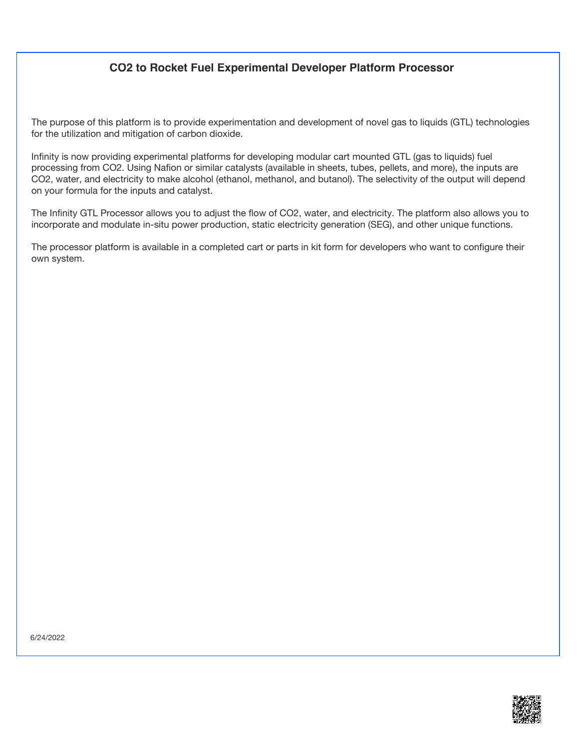# CO2 to Rocket Fuel Experimental Developer Platform Processor

The purpose of this platform is to provide experimentation and development of novel gas to liquids (GTL) technologies for the utilization and mitigation of carbon dioxide.

Infinity is now providing experimental platforms for developing modular cart mounted GTL (gas to liquids) fuel processing from $CO_2$. Using Nafion or similar catalysts (available in sheets, tubes, pellets, and more), the inputs are $CO_2$, water, and electricity to make alcohol (ethanol, methanol, and butanol). The selectivity of the output will depend on your formula for the inputs and catalyst.

The Infinity GTL Processor allows you to adjust the flow of $CO_2$, water, and electricity. The platform also allows you to incorporate and modulate in-situ power production, static electricity generation (SEG), and other unique functions.

The processor platform is available in a completed cart or parts in kit form for developers who want to configure their own system.

6/24/2022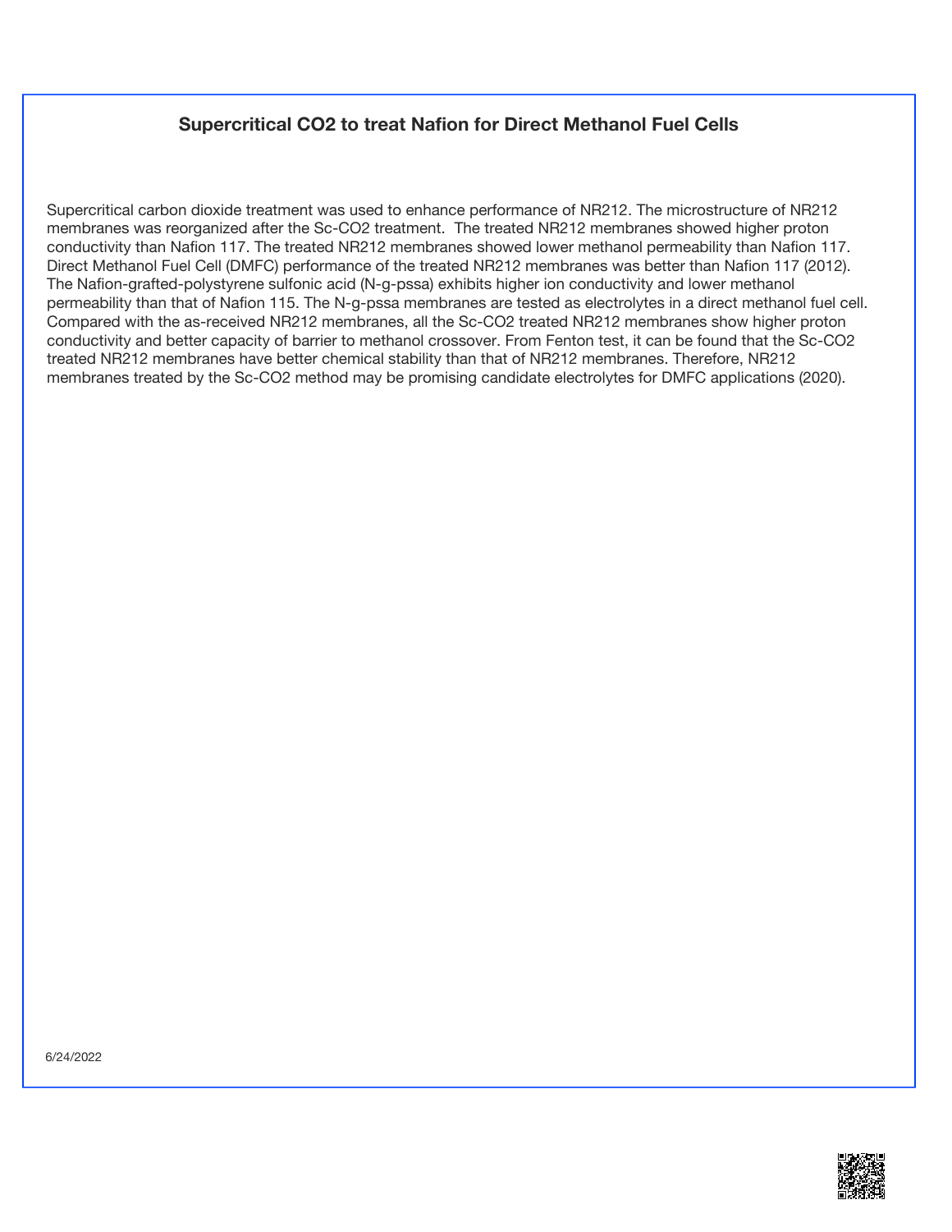## Supercritical CO2 to treat Nafion for Direct Methanol Fuel Cells

Supercritical carbon dioxide treatment was used to enhance performance of NR212. The microstructure of NR212 membranes was reorganized after the Sc-CO2 treatment. The treated NR212 membranes showed higher proton conductivity than Nafion 117. The treated NR212 membranes showed lower methanol permeability than Nafion 117. Direct Methanol Fuel Cell (DMFC) performance of the treated NR212 membranes was better than Nafion 117 (2012). The Nafion-grafted-polystyrene sulfonic acid (N-g-pssa) exhibits higher ion conductivity and lower methanol permeability than that of Nafion 115. The N-g-pssa membranes are tested as electrolytes in a direct methanol fuel cell. Compared with the as-received NR212 membranes, all the Sc-CO2 treated NR212 membranes show higher proton conductivity and better capacity of barrier to methanol crossover. From Fenton test, it can be found that the Sc-CO2 treated NR212 membranes have better chemical stability than that of NR212 membranes. Therefore, NR212 membranes treated by the Sc-CO2 method may be promising candidate electrolytes for DMFC applications (2020).

6/24/2022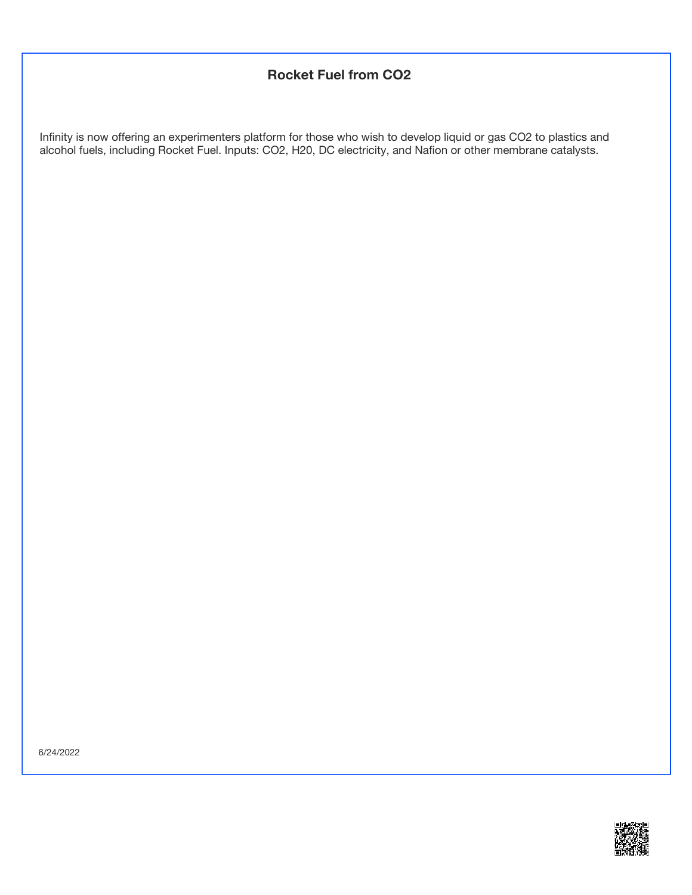# Rocket Fuel from CO2

Infinity is now offering an experimenters platform for those who wish to develop liquid or gas $CO_2$ to plastics and alcohol fuels, including Rocket Fuel. Inputs: $CO_2$, $H_2O$, DC electricity, and Nafion or other membrane catalysts.

6/24/2022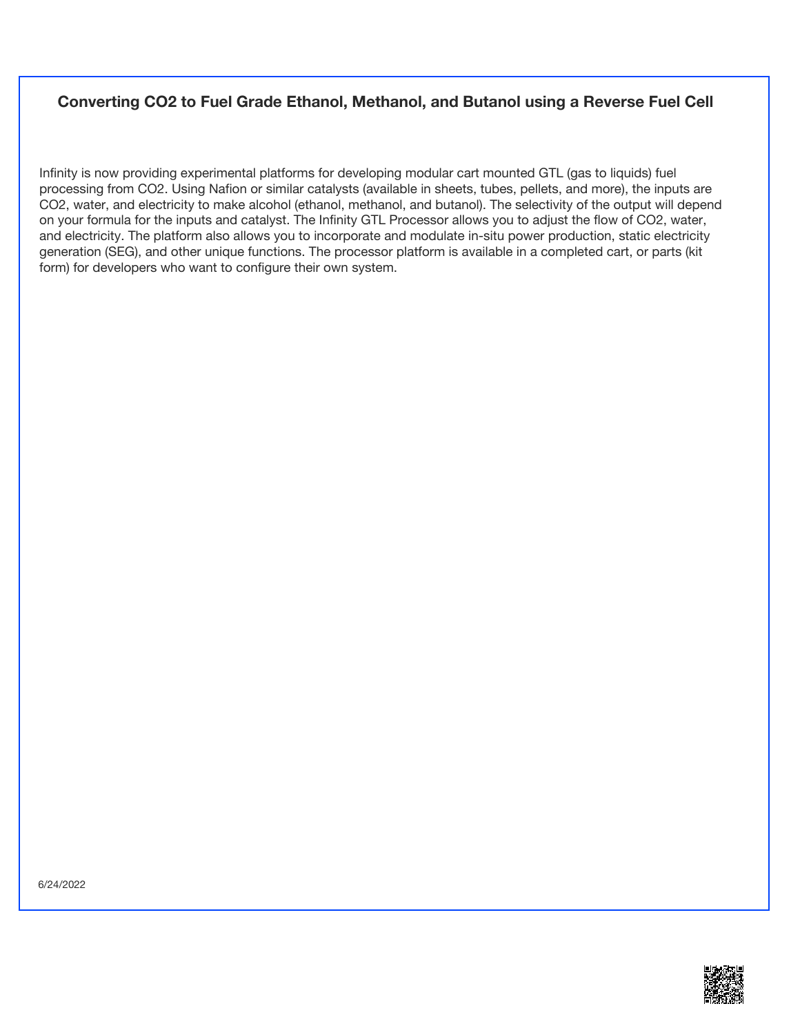### Converting $CO_2$ to Fuel Grade Ethanol, Methanol, and Butanol using a Reverse Fuel Cell

Infinity is now providing experimental platforms for developing modular cart mounted GTL (gas to liquids) fuel processing from $CO_2$. Using Nafion or similar catalysts (available in sheets, tubes, pellets, and more), the inputs are $CO_2$, water, and electricity to make alcohol (ethanol, methanol, and butanol). The selectivity of the output will depend on your formula for the inputs and catalyst. The Infinity GTL Processor allows you to adjust the flow of $CO_2$, water, and electricity. The platform also allows you to incorporate and modulate in-situ power production, static electricity generation (SEG), and other unique functions. The processor platform is available in a completed cart, or parts (kit form) for developers who want to configure their own system.

6/24/2022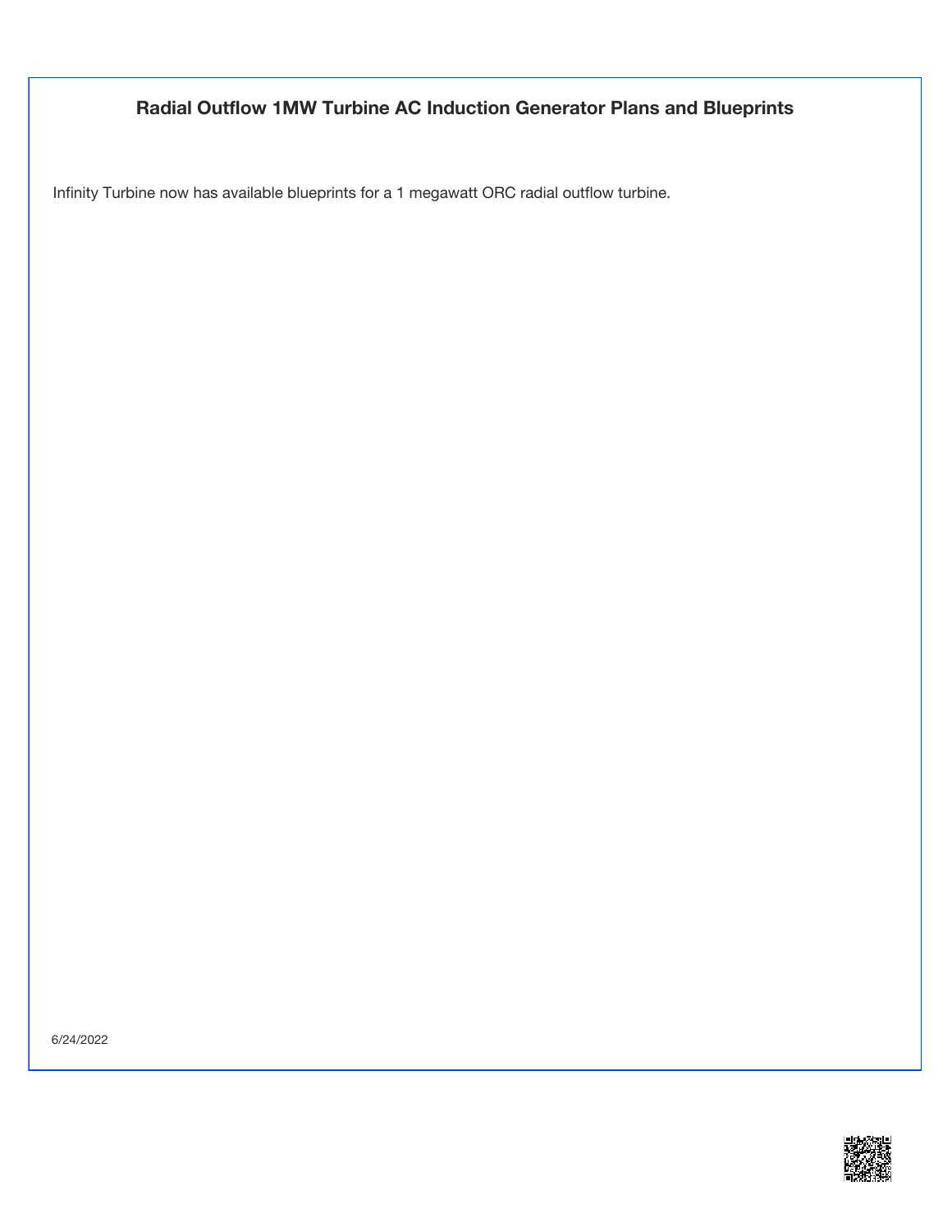# Radial Outflow 1MW Turbine AC Induction Generator Plans and Blueprints

Infinity Turbine now has available blueprints for a 1 megawatt ORC radial outflow turbine.

6/24/2022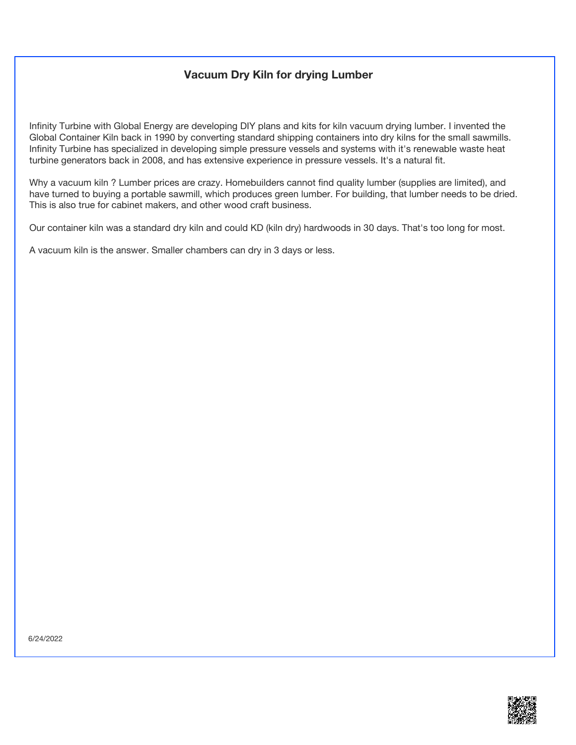## Vacuum Dry Kiln for drying Lumber

Infinity Turbine with Global Energy are developing DIY plans and kits for kiln vacuum drying lumber. I invented the Global Container Kiln back in 1990 by converting standard shipping containers into dry kilns for the small sawmills. Infinity Turbine has specialized in developing simple pressure vessels and systems with it's renewable waste heat turbine generators back in 2008, and has extensive experience in pressure vessels. It's a natural fit.

Why a vacuum kiln ? Lumber prices are crazy. Homebuilders cannot find quality lumber (supplies are limited), and have turned to buying a portable sawmill, which produces green lumber. For building, that lumber needs to be dried. This is also true for cabinet makers, and other wood craft business.

Our container kiln was a standard dry kiln and could KD (kiln dry) hardwoods in 30 days. That's too long for most.

A vacuum kiln is the answer. Smaller chambers can dry in 3 days or less.

6/24/2022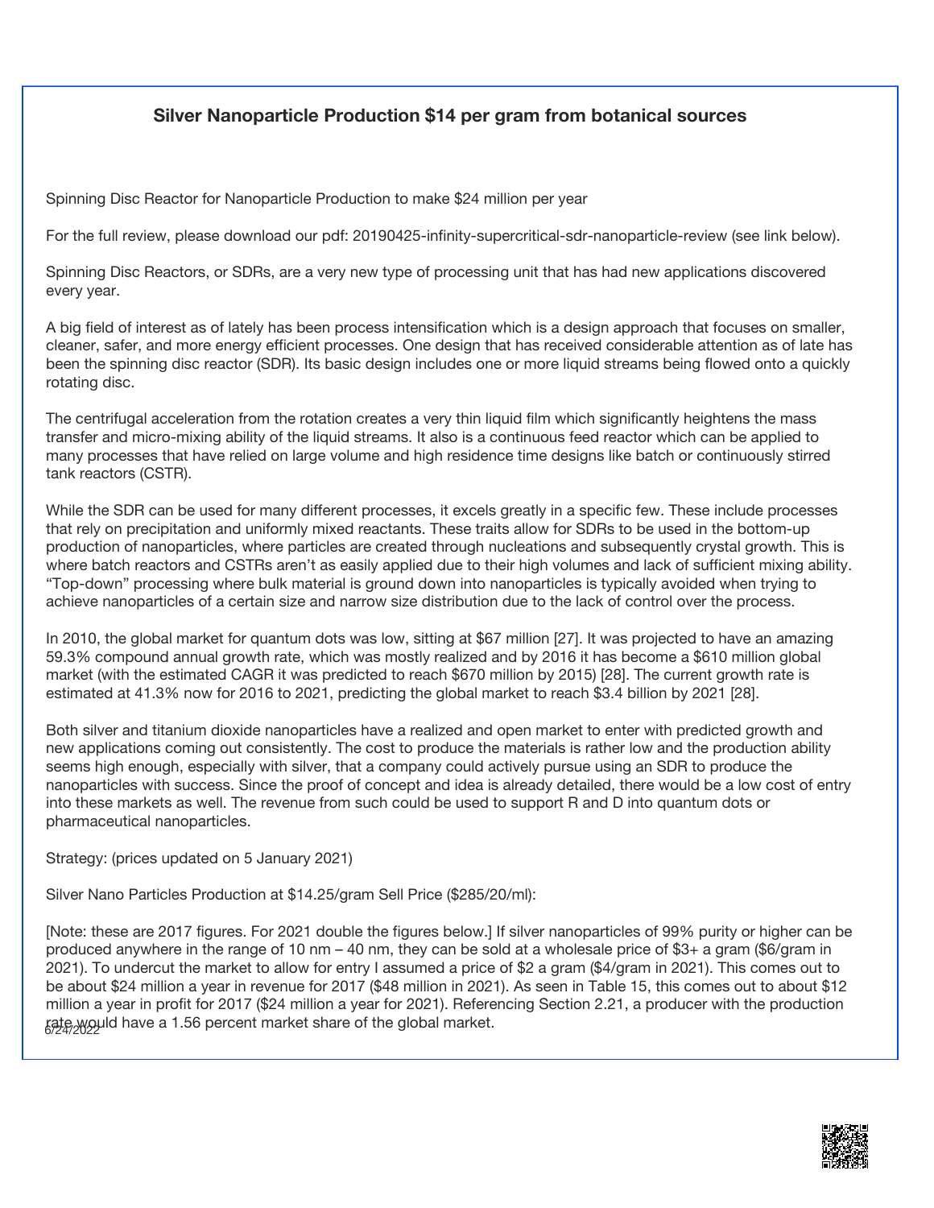## Silver Nanoparticle Production $14 per gram from botanical sources

Spinning Disc Reactor for Nanoparticle Production to make $24 million per year

For the full review, please download our pdf: 20190425-infinity-supercritical-sdr-nanoparticle-review (see link below).

Spinning Disc Reactors, or SDRs, are a very new type of processing unit that has had new applications discovered every year.

A big field of interest as of lately has been process intensification which is a design approach that focuses on smaller, cleaner, safer, and more energy efficient processes. One design that has received considerable attention as of late has been the spinning disc reactor (SDR). Its basic design includes one or more liquid streams being flowed onto a quickly rotating disc.

The centrifugal acceleration from the rotation creates a very thin liquid film which significantly heightens the mass transfer and micro-mixing ability of the liquid streams. It also is a continuous feed reactor which can be applied to many processes that have relied on large volume and high residence time designs like batch or continuously stirred tank reactors (CSTR).

While the SDR can be used for many different processes, it excels greatly in a specific few. These include processes that rely on precipitation and uniformly mixed reactants. These traits allow for SDRs to be used in the bottom-up production of nanoparticles, where particles are created through nucleations and subsequently crystal growth. This is where batch reactors and CSTRs aren't as easily applied due to their high volumes and lack of sufficient mixing ability. "Top-down" processing where bulk material is ground down into nanoparticles is typically avoided when trying to achieve nanoparticles of a certain size and narrow size distribution due to the lack of control over the process.

In 2010, the global market for quantum dots was low, sitting at $67 million [27]. It was projected to have an amazing 59.3% compound annual growth rate, which was mostly realized and by 2016 it has become a $610 million global market (with the estimated CAGR it was predicted to reach $670 million by 2015) [28]. The current growth rate is estimated at 41.3% now for 2016 to 2021, predicting the global market to reach $3.4 billion by 2021 [28].

Both silver and titanium dioxide nanoparticles have a realized and open market to enter with predicted growth and new applications coming out consistently. The cost to produce the materials is rather low and the production ability seems high enough, especially with silver, that a company could actively pursue using an SDR to produce the nanoparticles with success. Since the proof of concept and idea is already detailed, there would be a low cost of entry into these markets as well. The revenue from such could be used to support R and D into quantum dots or pharmaceutical nanoparticles.

Strategy: (prices updated on 5 January 2021)

Silver Nano Particles Production at $14.25/gram Sell Price ($285/20/ml):

[Note: these are 2017 figures. For 2021 double the figures below.] If silver nanoparticles of 99% purity or higher can be produced anywhere in the range of 10 nm – 40 nm, they can be sold at a wholesale price of $3+ a gram ($6/gram in 2021). To undercut the market to allow for entry I assumed a price of $2 a gram ($4/gram in 2021). This comes out to be about $24 million a year in revenue for 2017 ($48 million in 2021). As seen in Table 15, this comes out to about $12 million a year in profit for 2017 ($24 million a year for 2021). Referencing Section 2.21, a producer with the production rate would have a 1.56 percent market share of the global market.